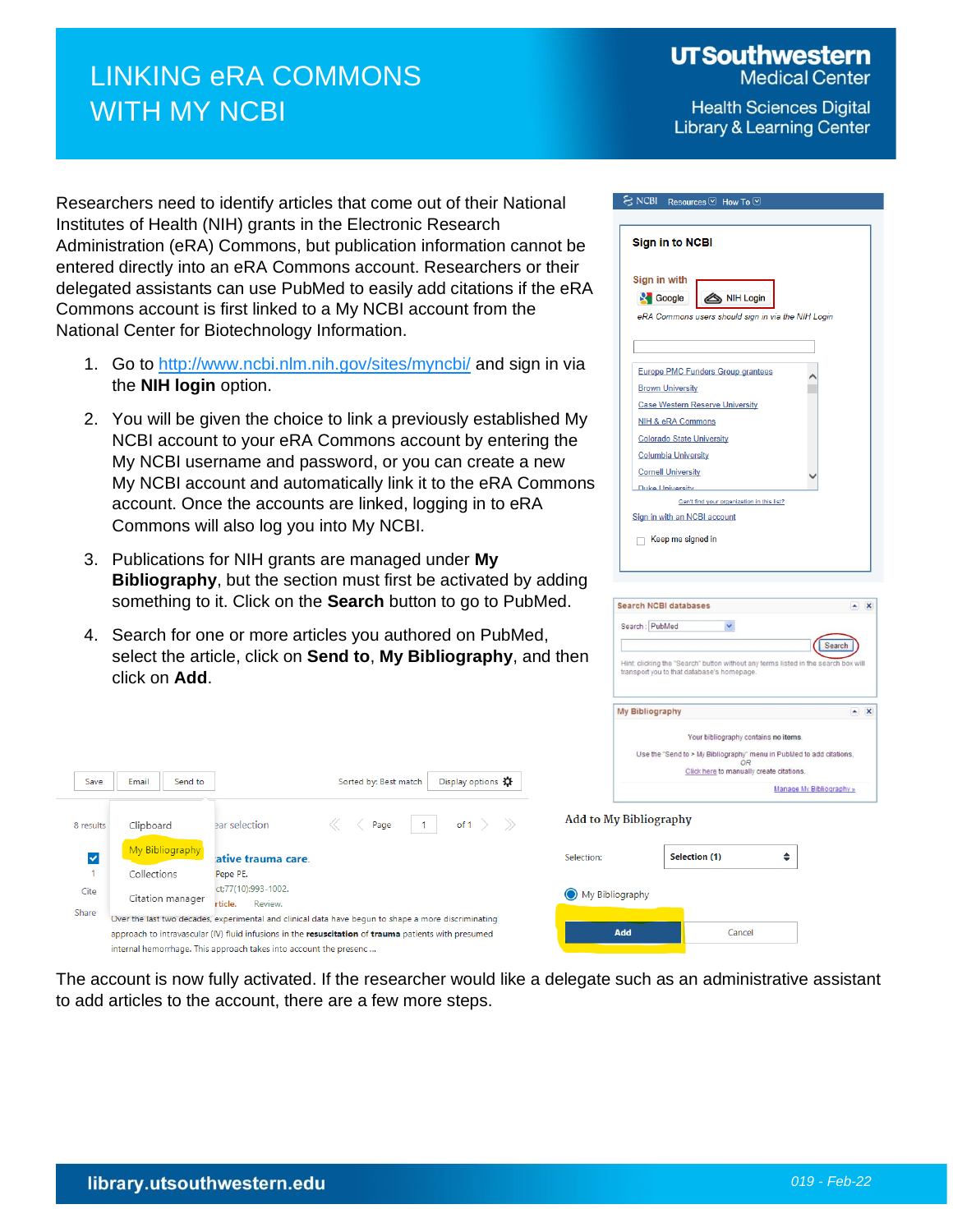# LINKING eRA COMMONS WITH MY NCBI

UT Southwestern Medical Center

Health Sciences Digital Library & Learning Center

Researchers need to identify articles that come out of their National Institutes of Health (NIH) grants in the Electronic Research Administration (eRA) Commons, but publication information cannot be entered directly into an eRA Commons account. Researchers or their delegated assistants can use PubMed to easily add citations if the eRA Commons account is first linked to a My NCBI account from the National Center for Biotechnology Information.

1. Go to http://www.ncbi.nlm.nih.gov/sites/myncbi/ and sign in via the **NIH login** option.
2. You will be given the choice to link a previously established My NCBI account to your eRA Commons account by entering the My NCBI username and password, or you can create a new My NCBI account and automatically link it to the eRA Commons account. Once the accounts are linked, logging in to eRA Commons will also log you into My NCBI.
3. Publications for NIH grants are managed under **My Bibliography**, but the section must first be activated by adding something to it. Click on the **Search** button to go to PubMed.
4. Search for one or more articles you authored on PubMed, select the article, click on **Send to**, **My Bibliography**, and then click on **Add**.

The account is now fully activated. If the researcher would like a delegate such as an administrative assistant to add articles to the account, there are a few more steps.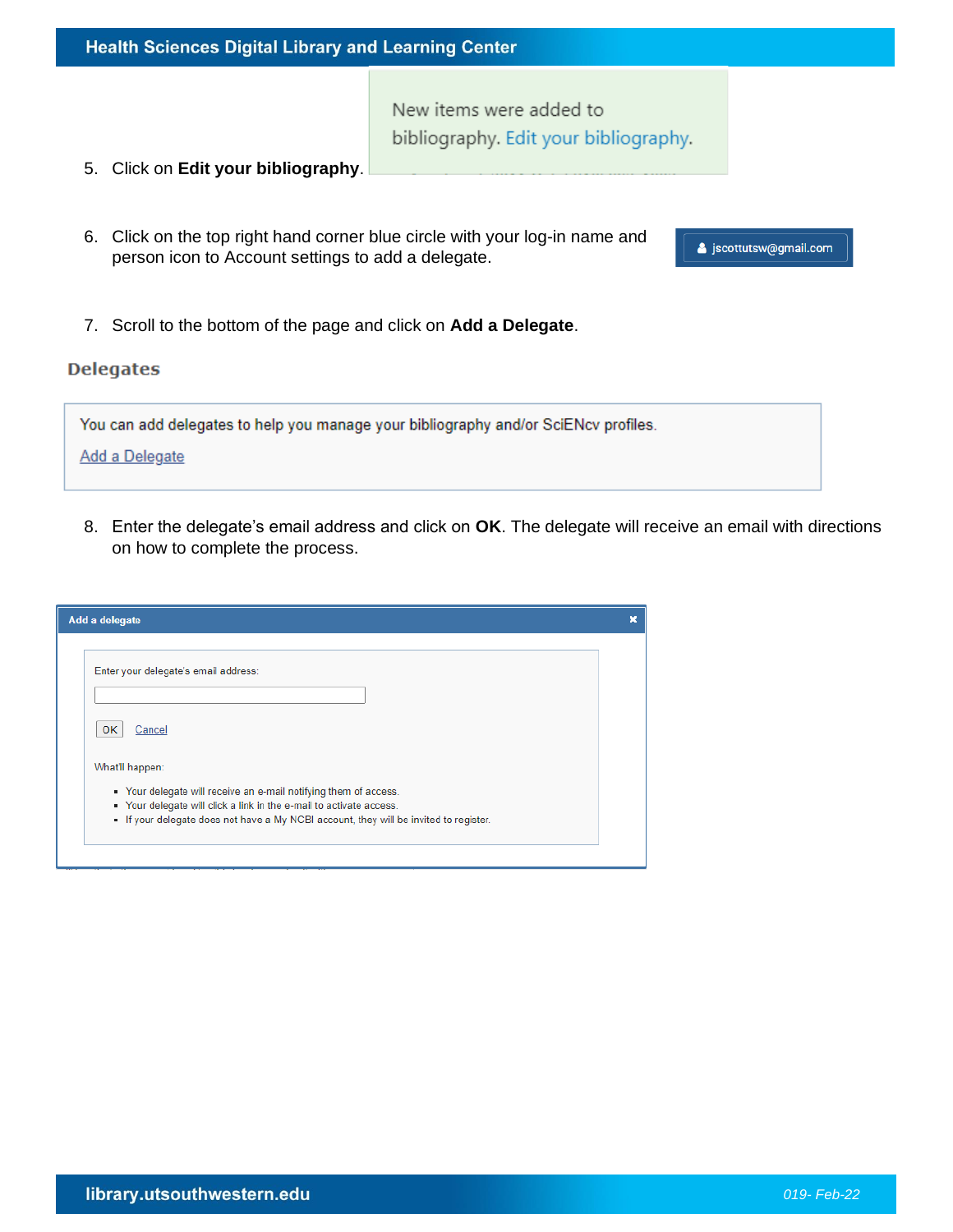New items were added to bibliography. Edit your bibliography.

5. Click on **Edit your bibliography**.

6. Click on the top right hand corner blue circle with your log-in name and person icon to Account settings to add a delegate.

jscottutsw@gmail.com

7. Scroll to the bottom of the page and click on **Add a Delegate**.

### Delegates

You can add delegates to help you manage your bibliography and/or SciENcv profiles.

Add a Delegate

8. Enter the delegate's email address and click on **OK**. The delegate will receive an email with directions on how to complete the process.

**Add a delegate**

Enter your delegate's email address:

OK Cancel

What'll happen:

- Your delegate will receive an e-mail notifying them of access.
- Your delegate will click a link in the e-mail to activate access.
- If your delegate does not have a My NCBI account, they will be invited to register.